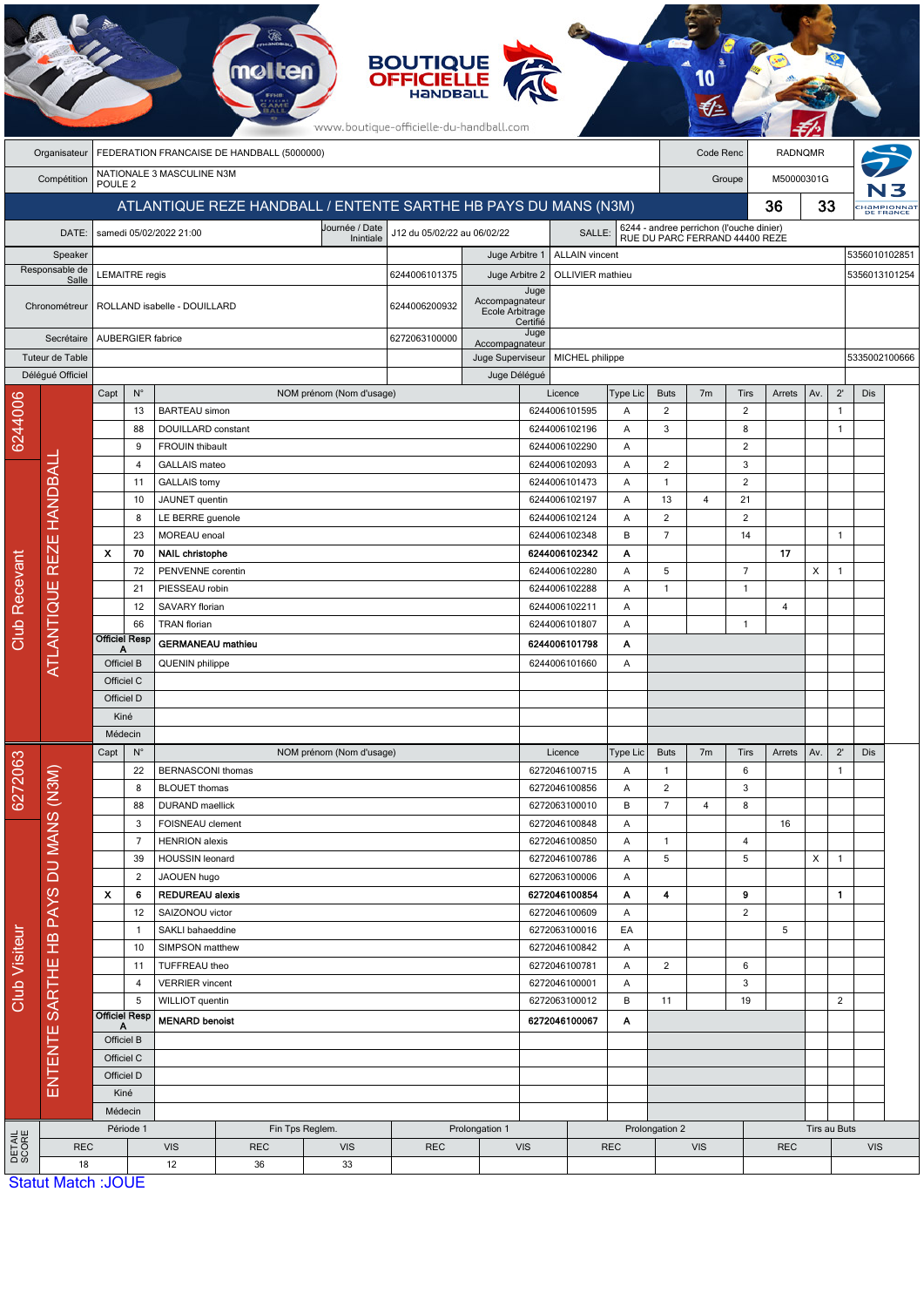| Organisateur | FEDERATION FRANCAISE DE HANDBALL (5000000) | Code Renc | RADNQMR |
|---|---|---|---|
| Compétition | NATIONALE 3 MASCULINE N3M POULE 2 | Groupe | M50000301G |

## ATLANTIQUE REZE HANDBALL / ENTENTE SARTHE HB PAYS DU MANS (N3M) — 36 - 33

| DATE: | samedi 05/02/2022 21:00 | Journée / Date Initiale | J12 du 05/02/22 au 06/02/22 | SALLE: | 6244 - andree perrichon (l'ouche dinier) RUE DU PARC FERRAND 44400 REZE |
|---|---|---|---|---|---|

| | | | | | |
|---|---|---|---|---|---|
| Speaker | | | Juge Arbitre 1 | ALLAIN vincent | 5356010102851 |
| Responsable de Salle | LEMAITRE regis | 6244006101375 | Juge Arbitre 2 | OLLIVIER mathieu | 5356013101254 |
| Chronométreur | ROLLAND isabelle - DOUILLARD | 6244006200932 | Juge Accompagnateur Ecole Arbitrage Certifié | | |
| Secrétaire | AUBERGIER fabrice | 6272063100000 | Juge Accompagnateur | | |
| Tuteur de Table | | | Juge Superviseur | MICHEL philippe | 5335002100666 |
| Délégué Officiel | | | Juge Délégué | | |

### Club Recevant : 6244006 - ATLANTIQUE REZE HANDBALL

| Capt | N° | NOM prénom (Nom d'usage) | Licence | Type Lic | Buts | 7m | Tirs | Arrets | Av. | 2' | Dis |
|---|---|---|---|---|---|---|---|---|---|---|---|
| | 13 | BARTEAU simon | 6244006101595 | A | 2 | | 2 | | | 1 | |
| | 88 | DOUILLARD constant | 6244006102196 | A | 3 | | 8 | | | 1 | |
| | 9 | FROUIN thibault | 6244006102290 | A | | | 2 | | | | |
| | 4 | GALLAIS mateo | 6244006102093 | A | 2 | | 3 | | | | |
| | 11 | GALLAIS tomy | 6244006101473 | A | 1 | | 2 | | | | |
| | 10 | JAUNET quentin | 6244006102197 | A | 13 | 4 | 21 | | | | |
| | 8 | LE BERRE guenole | 6244006102124 | A | 2 | | 2 | | | | |
| | 23 | MOREAU enoal | 6244006102348 | B | 7 | | 14 | | | 1 | |
| **X** | **70** | **NAIL christophe** | **6244006102342** | **A** | | | | **17** | | | |
| | 72 | PENVENNE corentin | 6244006102280 | A | 5 | | 7 | | X | 1 | |
| | 21 | PIESSEAU robin | 6244006102288 | A | 1 | | 1 | | | | |
| | 12 | SAVARY florian | 6244006102211 | A | | | | 4 | | | |
| | 66 | TRAN florian | 6244006101807 | A | | | 1 | | | | |
| Officiel Resp A | | **GERMANEAU mathieu** | **6244006101798** | **A** | | | | | | | |
| Officiel B | | QUENIN philippe | 6244006101660 | A | | | | | | | |
| Officiel C | | | | | | | | | | | |
| Officiel D | | | | | | | | | | | |
| Kiné | | | | | | | | | | | |
| Médecin | | | | | | | | | | | |

### Club Visiteur : 6272063 - ENTENTE SARTHE HB PAYS DU MANS (N3M)

| Capt | N° | NOM prénom (Nom d'usage) | Licence | Type Lic | Buts | 7m | Tirs | Arrets | Av. | 2' | Dis |
|---|---|---|---|---|---|---|---|---|---|---|---|
| | 22 | BERNASCONI thomas | 6272046100715 | A | 1 | | 6 | | | 1 | |
| | 8 | BLOUET thomas | 6272046100856 | A | 2 | | 3 | | | | |
| | 88 | DURAND maellick | 6272063100010 | B | 7 | 4 | 8 | | | | |
| | 3 | FOISNEAU clement | 6272046100848 | A | | | | 16 | | | |
| | 7 | HENRION alexis | 6272046100850 | A | 1 | | 4 | | | | |
| | 39 | HOUSSIN leonard | 6272046100786 | A | 5 | | 5 | | X | 1 | |
| | 2 | JAOUEN hugo | 6272063100006 | A | | | | | | | |
| **X** | **6** | **REDUREAU alexis** | **6272046100854** | **A** | **4** | | **9** | | | **1** | |
| | 12 | SAIZONOU victor | 6272046100609 | A | | | 2 | | | | |
| | 1 | SAKLI bahaeddine | 6272063100016 | EA | | | | 5 | | | |
| | 10 | SIMPSON matthew | 6272046100842 | A | | | | | | | |
| | 11 | TUFFREAU theo | 6272046100781 | A | 2 | | 6 | | | | |
| | 4 | VERRIER vincent | 6272046100001 | A | | | 3 | | | | |
| | 5 | WILLIOT quentin | 6272063100012 | B | 11 | | 19 | | | 2 | |
| Officiel Resp A | | **MENARD benoist** | **6272046100067** | **A** | | | | | | | |
| Officiel B | | | | | | | | | | | |
| Officiel C | | | | | | | | | | | |
| Officiel D | | | | | | | | | | | |
| Kiné | | | | | | | | | | | |
| Médecin | | | | | | | | | | | |

### DETAIL SCORE

| Période 1 | | Fin Tps Reglem. | | Prolongation 1 | | Prolongation 2 | | Tirs au Buts | |
|---|---|---|---|---|---|---|---|---|---|
| REC | VIS | REC | VIS | REC | VIS | REC | VIS | REC | VIS |
| 18 | 12 | 36 | 33 | | | | | | |

Statut Match :JOUE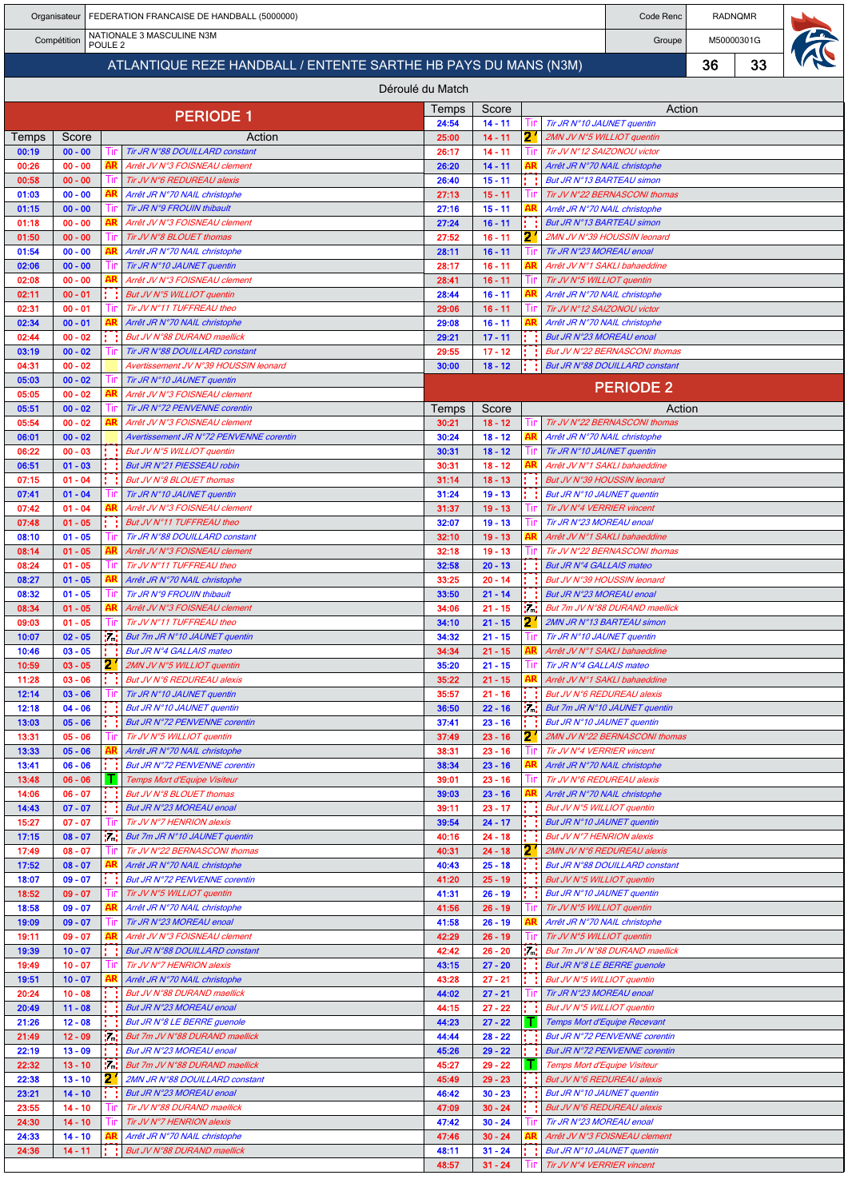| Organisateur | FEDERATION FRANCAISE DE HANDBALL (5000000) | Code Renc | RADNQMR |
|---|---|---|---|
| Compétition | NATIONALE 3 MASCULINE N3M POULE 2 | Groupe | M50000301G |

## ATLANTIQUE REZE HANDBALL / ENTENTE SARTHE HB PAYS DU MANS (N3M) — 36 - 33

### Déroulé du Match

## PERIODE 1

| Temps | Score | | Action |
|---|---|---|---|
| 00:19 | 00 - 00 | Tir | Tir JR N°88 DOUILLARD constant |
| 00:26 | 00 - 00 | AR | Arrêt JV N°3 FOISNEAU clement |
| 00:58 | 00 - 00 | Tir | Tir JV N°6 REDUREAU alexis |
| 01:03 | 00 - 00 | AR | Arrêt JR N°70 NAIL christophe |
| 01:15 | 00 - 00 | Tir | Tir JR N°9 FROUIN thibault |
| 01:18 | 00 - 00 | AR | Arrêt JV N°3 FOISNEAU clement |
| 01:50 | 00 - 00 | Tir | Tir JV N°8 BLOUET thomas |
| 01:54 | 00 - 00 | AR | Arrêt JR N°70 NAIL christophe |
| 02:06 | 00 - 00 | Tir | Tir JR N°10 JAUNET quentin |
| 02:08 | 00 - 00 | AR | Arrêt JV N°3 FOISNEAU clement |
| 02:11 | 00 - 01 | But | But JV N°5 WILLIOT quentin |
| 02:31 | 00 - 01 | Tir | Tir JV N°11 TUFFREAU theo |
| 02:34 | 00 - 01 | AR | Arrêt JR N°70 NAIL christophe |
| 02:44 | 00 - 02 | But | But JV N°88 DURAND maellick |
| 03:19 | 00 - 02 | Tir | Tir JR N°88 DOUILLARD constant |
| 04:31 | 00 - 02 | Avert. | Avertissement JV N°39 HOUSSIN leonard |
| 05:03 | 00 - 02 | Tir | Tir JR N°10 JAUNET quentin |
| 05:05 | 00 - 02 | AR | Arrêt JV N°3 FOISNEAU clement |
| 05:51 | 00 - 02 | Tir | Tir JR N°72 PENVENNE corentin |
| 05:54 | 00 - 02 | AR | Arrêt JV N°3 FOISNEAU clement |
| 06:01 | 00 - 02 | Avert. | Avertissement JR N°72 PENVENNE corentin |
| 06:22 | 00 - 03 | But | But JV N°5 WILLIOT quentin |
| 06:51 | 01 - 03 | But | But JR N°21 PIESSEAU robin |
| 07:15 | 01 - 04 | But | But JV N°8 BLOUET thomas |
| 07:41 | 01 - 04 | Tir | Tir JR N°10 JAUNET quentin |
| 07:42 | 01 - 04 | AR | Arrêt JV N°3 FOISNEAU clement |
| 07:48 | 01 - 05 | But | But JV N°11 TUFFREAU theo |
| 08:10 | 01 - 05 | Tir | Tir JR N°88 DOUILLARD constant |
| 08:14 | 01 - 05 | AR | Arrêt JV N°3 FOISNEAU clement |
| 08:24 | 01 - 05 | Tir | Tir JV N°11 TUFFREAU theo |
| 08:27 | 01 - 05 | AR | Arrêt JR N°70 NAIL christophe |
| 08:32 | 01 - 05 | Tir | Tir JR N°9 FROUIN thibault |
| 08:34 | 01 - 05 | AR | Arrêt JV N°3 FOISNEAU clement |
| 09:03 | 01 - 05 | Tir | Tir JV N°11 TUFFREAU theo |
| 10:07 | 02 - 05 | 7m | But 7m JR N°10 JAUNET quentin |
| 10:46 | 03 - 05 | But | But JR N°4 GALLAIS mateo |
| 10:59 | 03 - 05 | 2' | 2MN JV N°5 WILLIOT quentin |
| 11:28 | 03 - 06 | But | But JV N°6 REDUREAU alexis |
| 12:14 | 03 - 06 | Tir | Tir JR N°10 JAUNET quentin |
| 12:18 | 04 - 06 | But | But JR N°10 JAUNET quentin |
| 13:03 | 05 - 06 | But | But JR N°72 PENVENNE corentin |
| 13:31 | 05 - 06 | Tir | Tir JV N°5 WILLIOT quentin |
| 13:33 | 05 - 06 | AR | Arrêt JR N°70 NAIL christophe |
| 13:41 | 06 - 06 | But | But JR N°72 PENVENNE corentin |
| 13:48 | 06 - 06 | T | Temps Mort d'Equipe Visiteur |
| 14:06 | 06 - 07 | But | But JV N°8 BLOUET thomas |
| 14:43 | 07 - 07 | But | But JR N°23 MOREAU enoal |
| 15:27 | 07 - 07 | Tir | Tir JV N°7 HENRION alexis |
| 17:15 | 08 - 07 | 7m | But 7m JR N°10 JAUNET quentin |
| 17:49 | 08 - 07 | Tir | Tir JV N°22 BERNASCONI thomas |
| 17:52 | 08 - 07 | AR | Arrêt JR N°70 NAIL christophe |
| 18:07 | 09 - 07 | But | But JR N°72 PENVENNE corentin |
| 18:52 | 09 - 07 | Tir | Tir JV N°5 WILLIOT quentin |
| 18:58 | 09 - 07 | AR | Arrêt JR N°70 NAIL christophe |
| 19:09 | 09 - 07 | Tir | Tir JR N°23 MOREAU enoal |
| 19:11 | 09 - 07 | AR | Arrêt JV N°3 FOISNEAU clement |
| 19:39 | 10 - 07 | But | But JR N°88 DOUILLARD constant |
| 19:49 | 10 - 07 | Tir | Tir JV N°7 HENRION alexis |
| 19:51 | 10 - 07 | AR | Arrêt JR N°70 NAIL christophe |
| 20:24 | 10 - 08 | But | But JV N°88 DURAND maellick |
| 20:49 | 11 - 08 | But | But JR N°23 MOREAU enoal |
| 21:26 | 12 - 08 | But | But JR N°8 LE BERRE guenole |
| 21:49 | 12 - 09 | 7m | But 7m JV N°88 DURAND maellick |
| 22:19 | 13 - 09 | But | But JR N°23 MOREAU enoal |
| 22:32 | 13 - 10 | 7m | But 7m JV N°88 DURAND maellick |
| 22:38 | 13 - 10 | 2' | 2MN JR N°88 DOUILLARD constant |
| 23:21 | 14 - 10 | But | But JR N°23 MOREAU enoal |
| 23:55 | 14 - 10 | Tir | Tir JV N°88 DURAND maellick |
| 24:30 | 14 - 10 | Tir | Tir JV N°7 HENRION alexis |
| 24:33 | 14 - 10 | AR | Arrêt JR N°70 NAIL christophe |
| 24:36 | 14 - 11 | But | But JV N°88 DURAND maellick |
| 24:54 | 14 - 11 | Tir | Tir JR N°10 JAUNET quentin |
| 25:00 | 14 - 11 | 2' | 2MN JV N°5 WILLIOT quentin |
| 26:17 | 14 - 11 | Tir | Tir JV N°12 SAIZONOU victor |
| 26:20 | 14 - 11 | AR | Arrêt JR N°70 NAIL christophe |
| 26:40 | 15 - 11 | But | But JR N°13 BARTEAU simon |
| 27:13 | 15 - 11 | Tir | Tir JV N°22 BERNASCONI thomas |
| 27:16 | 15 - 11 | AR | Arrêt JR N°70 NAIL christophe |
| 27:24 | 16 - 11 | But | But JR N°13 BARTEAU simon |
| 27:52 | 16 - 11 | 2' | 2MN JV N°39 HOUSSIN leonard |
| 28:11 | 16 - 11 | Tir | Tir JR N°23 MOREAU enoal |
| 28:17 | 16 - 11 | AR | Arrêt JV N°1 SAKLI bahaeddine |
| 28:41 | 16 - 11 | Tir | Tir JV N°5 WILLIOT quentin |
| 28:44 | 16 - 11 | AR | Arrêt JR N°70 NAIL christophe |
| 29:06 | 16 - 11 | Tir | Tir JV N°12 SAIZONOU victor |
| 29:08 | 16 - 11 | AR | Arrêt JR N°70 NAIL christophe |
| 29:21 | 17 - 11 | But | But JR N°23 MOREAU enoal |
| 29:55 | 17 - 12 | But | But JV N°22 BERNASCONI thomas |
| 30:00 | 18 - 12 | But | But JR N°88 DOUILLARD constant |

## PERIODE 2

| Temps | Score | | Action |
|---|---|---|---|
| 30:21 | 18 - 12 | Tir | Tir JV N°22 BERNASCONI thomas |
| 30:24 | 18 - 12 | AR | Arrêt JR N°70 NAIL christophe |
| 30:31 | 18 - 12 | Tir | Tir JR N°10 JAUNET quentin |
| 30:31 | 18 - 12 | AR | Arrêt JV N°1 SAKLI bahaeddine |
| 31:14 | 18 - 13 | But | But JV N°39 HOUSSIN leonard |
| 31:24 | 19 - 13 | But | But JR N°10 JAUNET quentin |
| 31:37 | 19 - 13 | Tir | Tir JV N°4 VERRIER vincent |
| 32:07 | 19 - 13 | Tir | Tir JR N°23 MOREAU enoal |
| 32:10 | 19 - 13 | AR | Arrêt JV N°1 SAKLI bahaeddine |
| 32:18 | 19 - 13 | Tir | Tir JV N°22 BERNASCONI thomas |
| 32:58 | 20 - 13 | But | But JR N°4 GALLAIS mateo |
| 33:25 | 20 - 14 | But | But JV N°39 HOUSSIN leonard |
| 33:50 | 21 - 14 | But | But JR N°23 MOREAU enoal |
| 34:06 | 21 - 15 | 7m | But 7m JV N°88 DURAND maellick |
| 34:10 | 21 - 15 | 2' | 2MN JR N°13 BARTEAU simon |
| 34:32 | 21 - 15 | Tir | Tir JR N°10 JAUNET quentin |
| 34:34 | 21 - 15 | AR | Arrêt JV N°1 SAKLI bahaeddine |
| 35:20 | 21 - 15 | Tir | Tir JR N°4 GALLAIS mateo |
| 35:22 | 21 - 15 | AR | Arrêt JV N°1 SAKLI bahaeddine |
| 35:57 | 21 - 16 | But | But JV N°6 REDUREAU alexis |
| 36:50 | 22 - 16 | 7m | But 7m JR N°10 JAUNET quentin |
| 37:41 | 23 - 16 | But | But JR N°10 JAUNET quentin |
| 37:49 | 23 - 16 | 2' | 2MN JV N°22 BERNASCONI thomas |
| 38:31 | 23 - 16 | Tir | Tir JV N°4 VERRIER vincent |
| 38:34 | 23 - 16 | AR | Arrêt JR N°70 NAIL christophe |
| 39:01 | 23 - 16 | Tir | Tir JV N°6 REDUREAU alexis |
| 39:03 | 23 - 16 | AR | Arrêt JR N°70 NAIL christophe |
| 39:11 | 23 - 17 | But | But JV N°5 WILLIOT quentin |
| 39:54 | 24 - 17 | But | But JR N°10 JAUNET quentin |
| 40:16 | 24 - 18 | But | But JV N°7 HENRION alexis |
| 40:31 | 24 - 18 | 2' | 2MN JV N°6 REDUREAU alexis |
| 40:43 | 25 - 18 | But | But JR N°88 DOUILLARD constant |
| 41:20 | 25 - 19 | But | But JV N°5 WILLIOT quentin |
| 41:31 | 26 - 19 | But | But JR N°10 JAUNET quentin |
| 41:56 | 26 - 19 | Tir | Tir JV N°5 WILLIOT quentin |
| 41:58 | 26 - 19 | AR | Arrêt JR N°70 NAIL christophe |
| 42:29 | 26 - 19 | Tir | Tir JV N°5 WILLIOT quentin |
| 42:42 | 26 - 20 | 7m | But 7m JV N°88 DURAND maellick |
| 43:15 | 27 - 20 | But | But JR N°8 LE BERRE guenole |
| 43:28 | 27 - 21 | But | But JV N°5 WILLIOT quentin |
| 44:02 | 27 - 21 | Tir | Tir JR N°23 MOREAU enoal |
| 44:15 | 27 - 22 | But | But JV N°5 WILLIOT quentin |
| 44:23 | 27 - 22 | T | Temps Mort d'Equipe Recevant |
| 44:44 | 28 - 22 | But | But JR N°72 PENVENNE corentin |
| 45:26 | 29 - 22 | But | But JR N°72 PENVENNE corentin |
| 45:27 | 29 - 22 | T | Temps Mort d'Equipe Visiteur |
| 45:49 | 29 - 23 | But | But JV N°6 REDUREAU alexis |
| 46:42 | 30 - 23 | But | But JR N°10 JAUNET quentin |
| 47:09 | 30 - 24 | But | But JV N°6 REDUREAU alexis |
| 47:42 | 30 - 24 | Tir | Tir JR N°23 MOREAU enoal |
| 47:46 | 30 - 24 | AR | Arrêt JV N°3 FOISNEAU clement |
| 48:11 | 31 - 24 | But | But JR N°10 JAUNET quentin |
| 48:57 | 31 - 24 | Tir | Tir JV N°4 VERRIER vincent |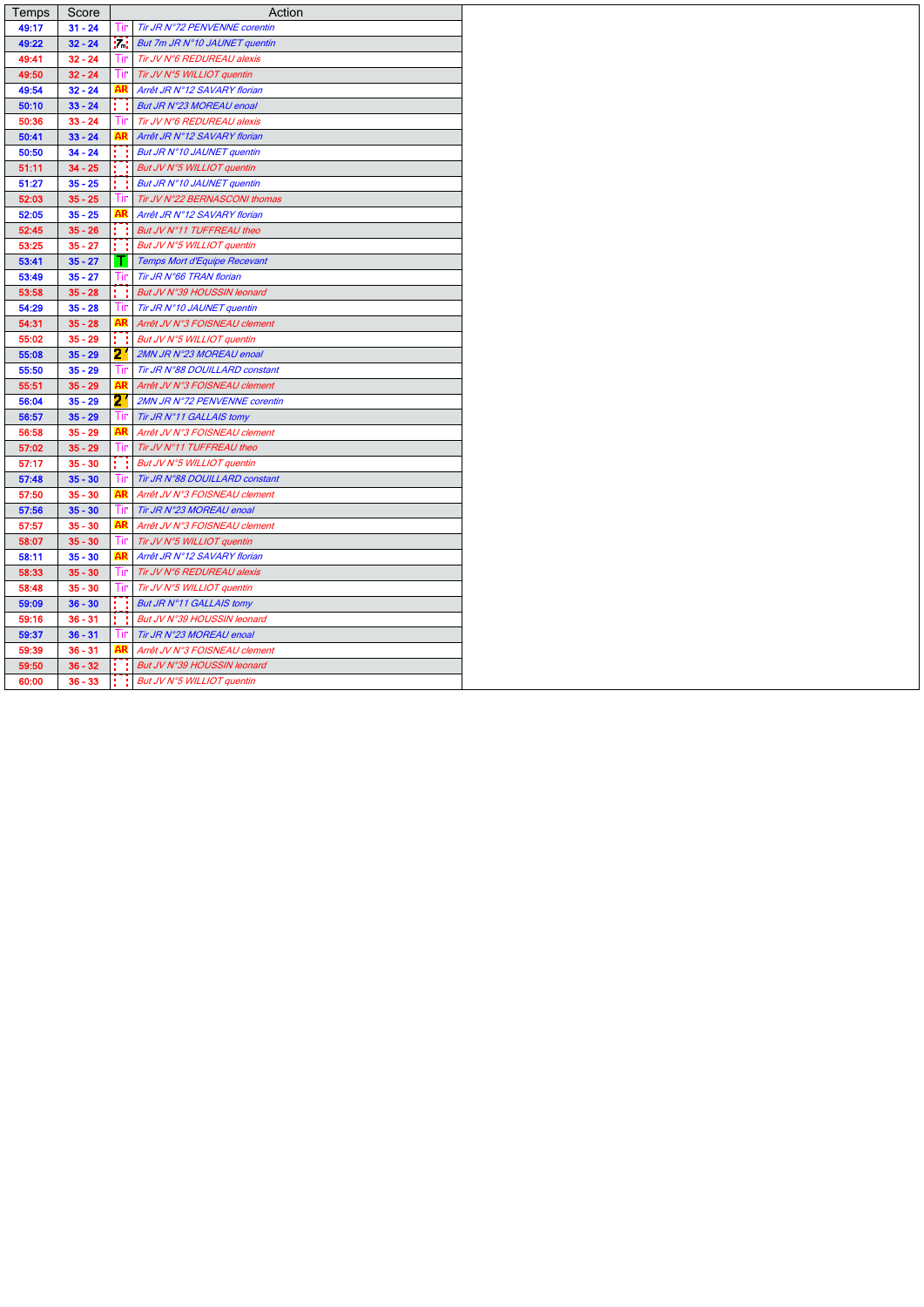| Temps | Score | | Action |
|---|---|---|---|
| 49:17 | 31 - 24 | Tir | Tir JR N°72 PENVENNE corentin |
| 49:22 | 32 - 24 | 7m | But 7m JR N°10 JAUNET quentin |
| 49:41 | 32 - 24 | Tir | Tir JV N°6 REDUREAU alexis |
| 49:50 | 32 - 24 | Tir | Tir JV N°5 WILLIOT quentin |
| 49:54 | 32 - 24 | AR | Arrêt JR N°12 SAVARY florian |
| 50:10 | 33 - 24 | | But JR N°23 MOREAU enoal |
| 50:36 | 33 - 24 | Tir | Tir JV N°6 REDUREAU alexis |
| 50:41 | 33 - 24 | AR | Arrêt JR N°12 SAVARY florian |
| 50:50 | 34 - 24 | | But JR N°10 JAUNET quentin |
| 51:11 | 34 - 25 | | But JV N°5 WILLIOT quentin |
| 51:27 | 35 - 25 | | But JR N°10 JAUNET quentin |
| 52:03 | 35 - 25 | Tir | Tir JV N°22 BERNASCONI thomas |
| 52:05 | 35 - 25 | AR | Arrêt JR N°12 SAVARY florian |
| 52:45 | 35 - 26 | | But JV N°11 TUFFREAU theo |
| 53:25 | 35 - 27 | | But JV N°5 WILLIOT quentin |
| 53:41 | 35 - 27 | T | Temps Mort d'Equipe Recevant |
| 53:49 | 35 - 27 | Tir | Tir JR N°66 TRAN florian |
| 53:58 | 35 - 28 | | But JV N°39 HOUSSIN leonard |
| 54:29 | 35 - 28 | Tir | Tir JR N°10 JAUNET quentin |
| 54:31 | 35 - 28 | AR | Arrêt JV N°3 FOISNEAU clement |
| 55:02 | 35 - 29 | | But JV N°5 WILLIOT quentin |
| 55:08 | 35 - 29 | 2' | 2MN JR N°23 MOREAU enoal |
| 55:50 | 35 - 29 | Tir | Tir JR N°88 DOUILLARD constant |
| 55:51 | 35 - 29 | AR | Arrêt JV N°3 FOISNEAU clement |
| 56:04 | 35 - 29 | 2' | 2MN JR N°72 PENVENNE corentin |
| 56:57 | 35 - 29 | Tir | Tir JR N°11 GALLAIS tomy |
| 56:58 | 35 - 29 | AR | Arrêt JV N°3 FOISNEAU clement |
| 57:02 | 35 - 29 | Tir | Tir JV N°11 TUFFREAU theo |
| 57:17 | 35 - 30 | | But JV N°5 WILLIOT quentin |
| 57:48 | 35 - 30 | Tir | Tir JR N°88 DOUILLARD constant |
| 57:50 | 35 - 30 | AR | Arrêt JV N°3 FOISNEAU clement |
| 57:56 | 35 - 30 | Tir | Tir JR N°23 MOREAU enoal |
| 57:57 | 35 - 30 | AR | Arrêt JV N°3 FOISNEAU clement |
| 58:07 | 35 - 30 | Tir | Tir JV N°5 WILLIOT quentin |
| 58:11 | 35 - 30 | AR | Arrêt JR N°12 SAVARY florian |
| 58:33 | 35 - 30 | Tir | Tir JV N°6 REDUREAU alexis |
| 58:48 | 35 - 30 | Tir | Tir JV N°5 WILLIOT quentin |
| 59:09 | 36 - 30 | | But JR N°11 GALLAIS tomy |
| 59:16 | 36 - 31 | | But JV N°39 HOUSSIN leonard |
| 59:37 | 36 - 31 | Tir | Tir JR N°23 MOREAU enoal |
| 59:39 | 36 - 31 | AR | Arrêt JV N°3 FOISNEAU clement |
| 59:50 | 36 - 32 | | But JV N°39 HOUSSIN leonard |
| 60:00 | 36 - 33 | | But JV N°5 WILLIOT quentin |